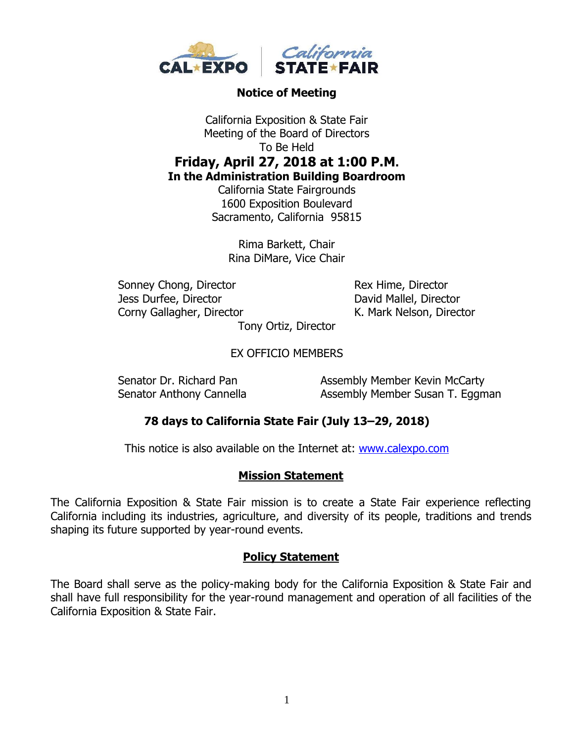**Notice of Meeting**

California Exposition & State Fair
Meeting of the Board of Directors
To Be Held

## Friday, April 27, 2018 at 1:00 P.M.

**In the Administration Building Boardroom**

California State Fairgrounds
1600 Exposition Boulevard
Sacramento, California 95815

Rima Barkett, Chair
Rina DiMare, Vice Chair

Sonney Chong, Director
Jess Durfee, Director
Corny Gallagher, Director
Rex Hime, Director
David Mallel, Director
K. Mark Nelson, Director
Tony Ortiz, Director

EX OFFICIO MEMBERS

Senator Dr. Richard Pan
Senator Anthony Cannella
Assembly Member Kevin McCarty
Assembly Member Susan T. Eggman

**78 days to California State Fair (July 13–29, 2018)**

This notice is also available on the Internet at: www.calexpo.com

## Mission Statement

The California Exposition & State Fair mission is to create a State Fair experience reflecting California including its industries, agriculture, and diversity of its people, traditions and trends shaping its future supported by year-round events.

## Policy Statement

The Board shall serve as the policy-making body for the California Exposition & State Fair and shall have full responsibility for the year-round management and operation of all facilities of the California Exposition & State Fair.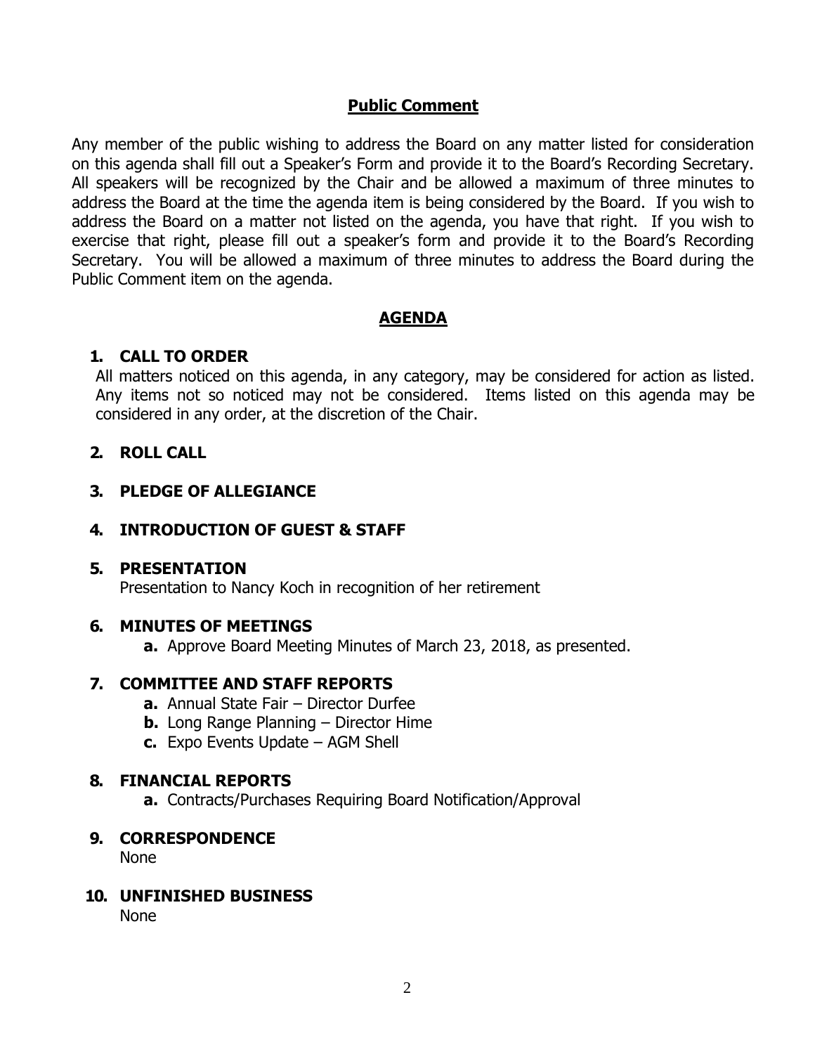## Public Comment

Any member of the public wishing to address the Board on any matter listed for consideration on this agenda shall fill out a Speaker's Form and provide it to the Board's Recording Secretary. All speakers will be recognized by the Chair and be allowed a maximum of three minutes to address the Board at the time the agenda item is being considered by the Board. If you wish to address the Board on a matter not listed on the agenda, you have that right. If you wish to exercise that right, please fill out a speaker's form and provide it to the Board's Recording Secretary. You will be allowed a maximum of three minutes to address the Board during the Public Comment item on the agenda.

## AGENDA

1. **CALL TO ORDER**
   All matters noticed on this agenda, in any category, may be considered for action as listed. Any items not so noticed may not be considered. Items listed on this agenda may be considered in any order, at the discretion of the Chair.

2. **ROLL CALL**

3. **PLEDGE OF ALLEGIANCE**

4. **INTRODUCTION OF GUEST & STAFF**

5. **PRESENTATION**
   Presentation to Nancy Koch in recognition of her retirement

6. **MINUTES OF MEETINGS**
   - **a.** Approve Board Meeting Minutes of March 23, 2018, as presented.

7. **COMMITTEE AND STAFF REPORTS**
   - **a.** Annual State Fair – Director Durfee
   - **b.** Long Range Planning – Director Hime
   - **c.** Expo Events Update – AGM Shell

8. **FINANCIAL REPORTS**
   - **a.** Contracts/Purchases Requiring Board Notification/Approval

9. **CORRESPONDENCE**
   None

10. **UNFINISHED BUSINESS**
    None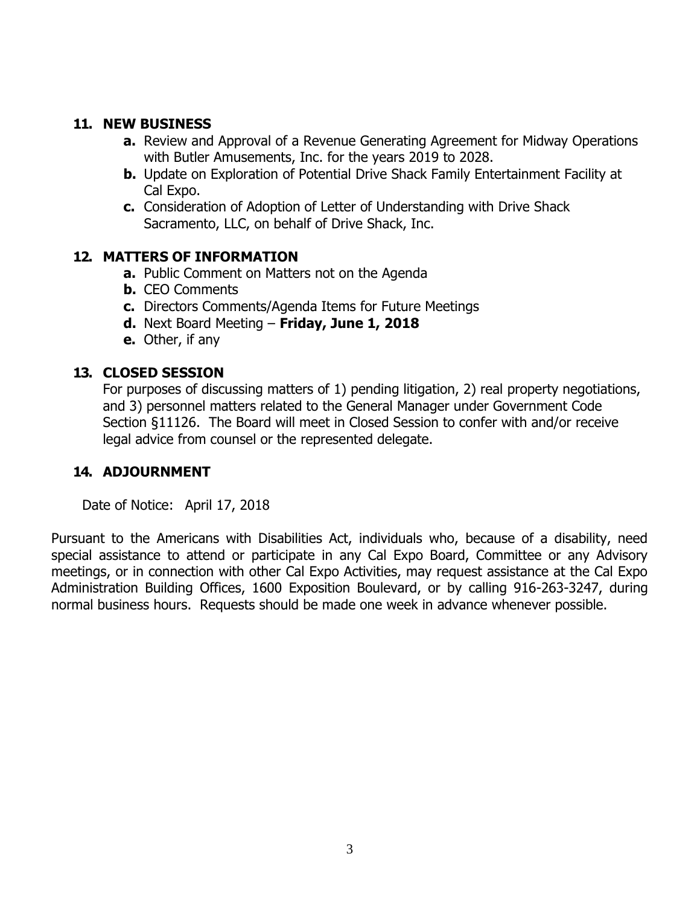## 11. NEW BUSINESS

- **a.** Review and Approval of a Revenue Generating Agreement for Midway Operations with Butler Amusements, Inc. for the years 2019 to 2028.
- **b.** Update on Exploration of Potential Drive Shack Family Entertainment Facility at Cal Expo.
- **c.** Consideration of Adoption of Letter of Understanding with Drive Shack Sacramento, LLC, on behalf of Drive Shack, Inc.

## 12. MATTERS OF INFORMATION

- **a.** Public Comment on Matters not on the Agenda
- **b.** CEO Comments
- **c.** Directors Comments/Agenda Items for Future Meetings
- **d.** Next Board Meeting – **Friday, June 1, 2018**
- **e.** Other, if any

## 13. CLOSED SESSION

For purposes of discussing matters of 1) pending litigation, 2) real property negotiations, and 3) personnel matters related to the General Manager under Government Code Section §11126. The Board will meet in Closed Session to confer with and/or receive legal advice from counsel or the represented delegate.

## 14. ADJOURNMENT

Date of Notice: April 17, 2018

Pursuant to the Americans with Disabilities Act, individuals who, because of a disability, need special assistance to attend or participate in any Cal Expo Board, Committee or any Advisory meetings, or in connection with other Cal Expo Activities, may request assistance at the Cal Expo Administration Building Offices, 1600 Exposition Boulevard, or by calling 916-263-3247, during normal business hours. Requests should be made one week in advance whenever possible.